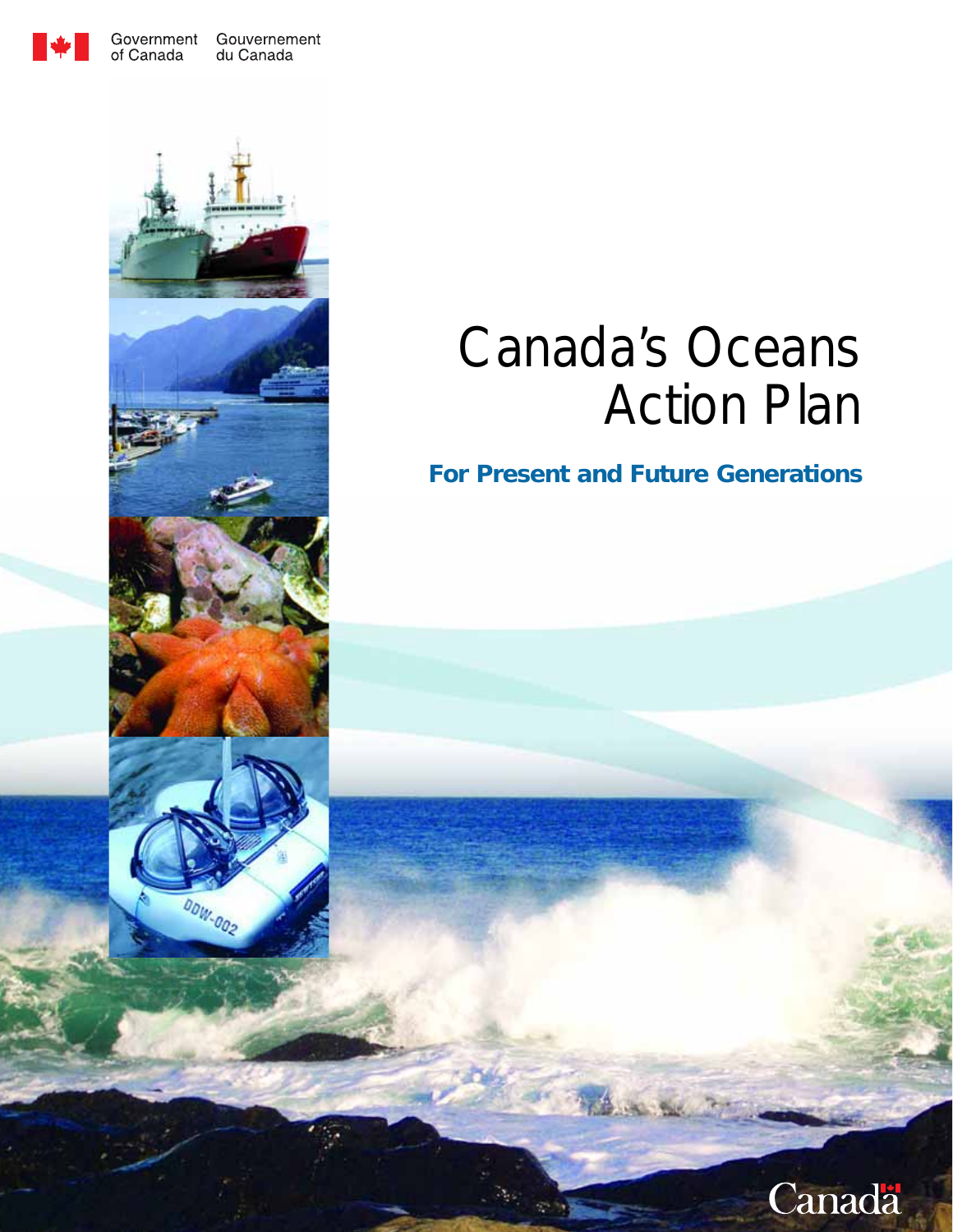Government of Canada | Gouvernement du Canada

# Canada's Oceans Action Plan

## For Present and Future Generations

Canada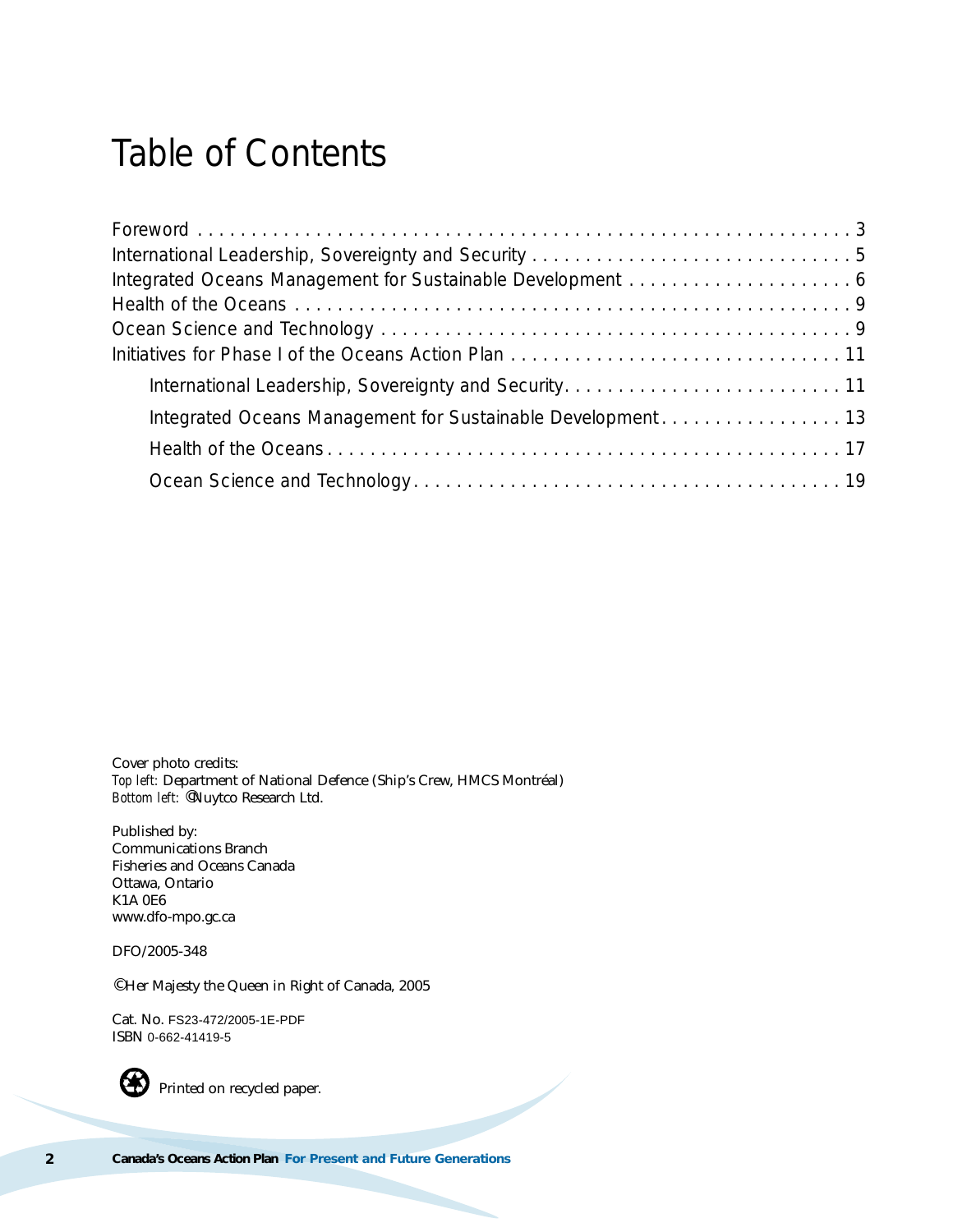# Table of Contents

Foreword . . . . . . . . . . . . . . . . . . . . . . . . . . . . . . . . . . . . . . . . . . . . . . . . . . . . . . . . . . . . . 3
International Leadership, Sovereignty and Security . . . . . . . . . . . . . . . . . . . . . . . . . . . . . . 5
Integrated Oceans Management for Sustainable Development . . . . . . . . . . . . . . . . . . . . . 6
Health of the Oceans . . . . . . . . . . . . . . . . . . . . . . . . . . . . . . . . . . . . . . . . . . . . . . . . . . . . 9
Ocean Science and Technology . . . . . . . . . . . . . . . . . . . . . . . . . . . . . . . . . . . . . . . . . . . . 9
Initiatives for Phase I of the Oceans Action Plan . . . . . . . . . . . . . . . . . . . . . . . . . . . . . . . 11
- International Leadership, Sovereignty and Security. . . . . . . . . . . . . . . . . . . . . . . . . . 11
- Integrated Oceans Management for Sustainable Development. . . . . . . . . . . . . . . . . 13
- Health of the Oceans . . . . . . . . . . . . . . . . . . . . . . . . . . . . . . . . . . . . . . . . . . . . . . . . 17
- Ocean Science and Technology. . . . . . . . . . . . . . . . . . . . . . . . . . . . . . . . . . . . . . . . 19

Cover photo credits:
*Top left:* Department of National Defence (Ship's Crew, HMCS Montréal)
*Bottom left:* ©Nuytco Research Ltd.

Published by:
Communications Branch
Fisheries and Oceans Canada
Ottawa, Ontario
K1A 0E6
www.dfo-mpo.gc.ca

DFO/2005-348

©Her Majesty the Queen in Right of Canada, 2005

Cat. No. FS23-472/2005-1E-PDF
ISBN 0-662-41419-5

Printed on recycled paper.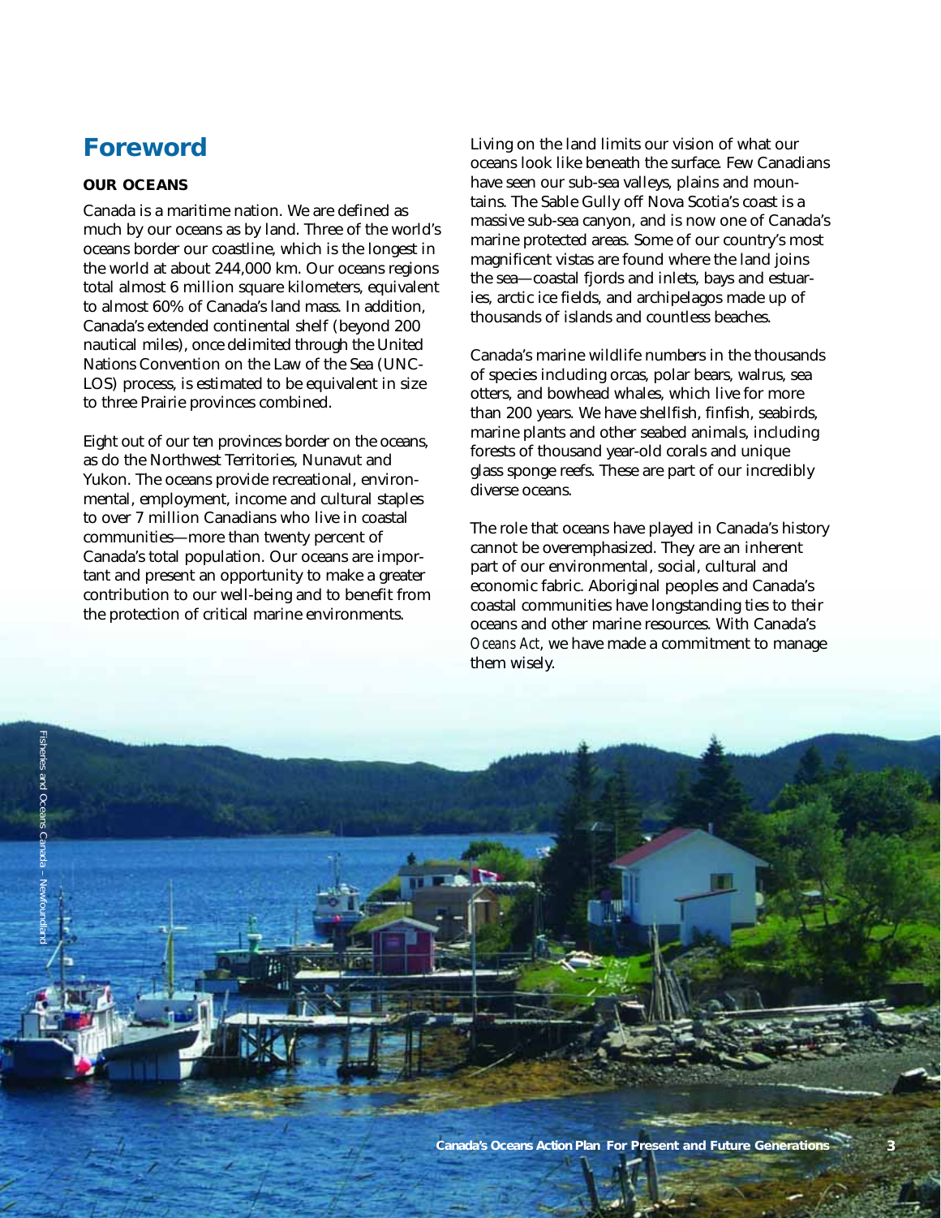# Foreword

**OUR OCEANS**

Canada is a maritime nation. We are defined as much by our oceans as by land. Three of the world's oceans border our coastline, which is the longest in the world at about 244,000 km. Our oceans regions total almost 6 million square kilometers, equivalent to almost 60% of Canada's land mass. In addition, Canada's extended continental shelf (beyond 200 nautical miles), once delimited through the United Nations Convention on the Law of the Sea (UNCLOS) process, is estimated to be equivalent in size to three Prairie provinces combined.

Eight out of our ten provinces border on the oceans, as do the Northwest Territories, Nunavut and Yukon. The oceans provide recreational, environmental, employment, income and cultural staples to over 7 million Canadians who live in coastal communities—more than twenty percent of Canada's total population. Our oceans are important and present an opportunity to make a greater contribution to our well-being and to benefit from the protection of critical marine environments.

Living on the land limits our vision of what our oceans look like beneath the surface. Few Canadians have seen our sub-sea valleys, plains and mountains. The Sable Gully off Nova Scotia's coast is a massive sub-sea canyon, and is now one of Canada's marine protected areas. Some of our country's most magnificent vistas are found where the land joins the sea—coastal fjords and inlets, bays and estuaries, arctic ice fields, and archipelagos made up of thousands of islands and countless beaches.

Canada's marine wildlife numbers in the thousands of species including orcas, polar bears, walrus, sea otters, and bowhead whales, which live for more than 200 years. We have shellfish, finfish, seabirds, marine plants and other seabed animals, including forests of thousand year-old corals and unique glass sponge reefs. These are part of our incredibly diverse oceans.

The role that oceans have played in Canada's history cannot be overemphasized. They are an inherent part of our environmental, social, cultural and economic fabric. Aboriginal peoples and Canada's coastal communities have longstanding ties to their oceans and other marine resources. With Canada's *Oceans Act*, we have made a commitment to manage them wisely.

Fisheries and Oceans Canada – Newfoundland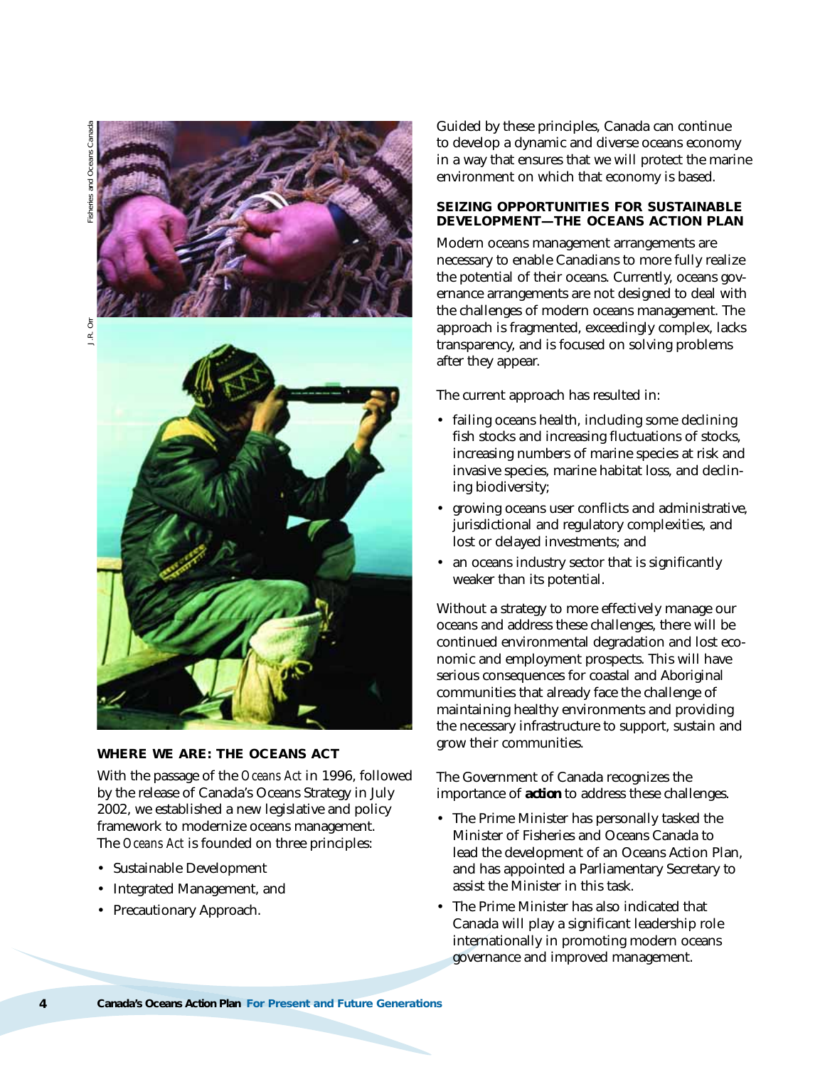## WHERE WE ARE: THE OCEANS ACT

With the passage of the *Oceans Act* in 1996, followed by the release of Canada's Oceans Strategy in July 2002, we established a new legislative and policy framework to modernize oceans management. The *Oceans Act* is founded on three principles:

- Sustainable Development
- Integrated Management, and
- Precautionary Approach.

Guided by these principles, Canada can continue to develop a dynamic and diverse oceans economy in a way that ensures that we will protect the marine environment on which that economy is based.

## SEIZING OPPORTUNITIES FOR SUSTAINABLE DEVELOPMENT—THE OCEANS ACTION PLAN

Modern oceans management arrangements are necessary to enable Canadians to more fully realize the potential of their oceans. Currently, oceans governance arrangements are not designed to deal with the challenges of modern oceans management. The approach is fragmented, exceedingly complex, lacks transparency, and is focused on solving problems after they appear.

The current approach has resulted in:

- failing oceans health, including some declining fish stocks and increasing fluctuations of stocks, increasing numbers of marine species at risk and invasive species, marine habitat loss, and declining biodiversity;
- growing oceans user conflicts and administrative, jurisdictional and regulatory complexities, and lost or delayed investments; and
- an oceans industry sector that is significantly weaker than its potential.

Without a strategy to more effectively manage our oceans and address these challenges, there will be continued environmental degradation and lost economic and employment prospects. This will have serious consequences for coastal and Aboriginal communities that already face the challenge of maintaining healthy environments and providing the necessary infrastructure to support, sustain and grow their communities.

The Government of Canada recognizes the importance of **action** to address these challenges.

- The Prime Minister has personally tasked the Minister of Fisheries and Oceans Canada to lead the development of an Oceans Action Plan, and has appointed a Parliamentary Secretary to assist the Minister in this task.
- The Prime Minister has also indicated that Canada will play a significant leadership role internationally in promoting modern oceans governance and improved management.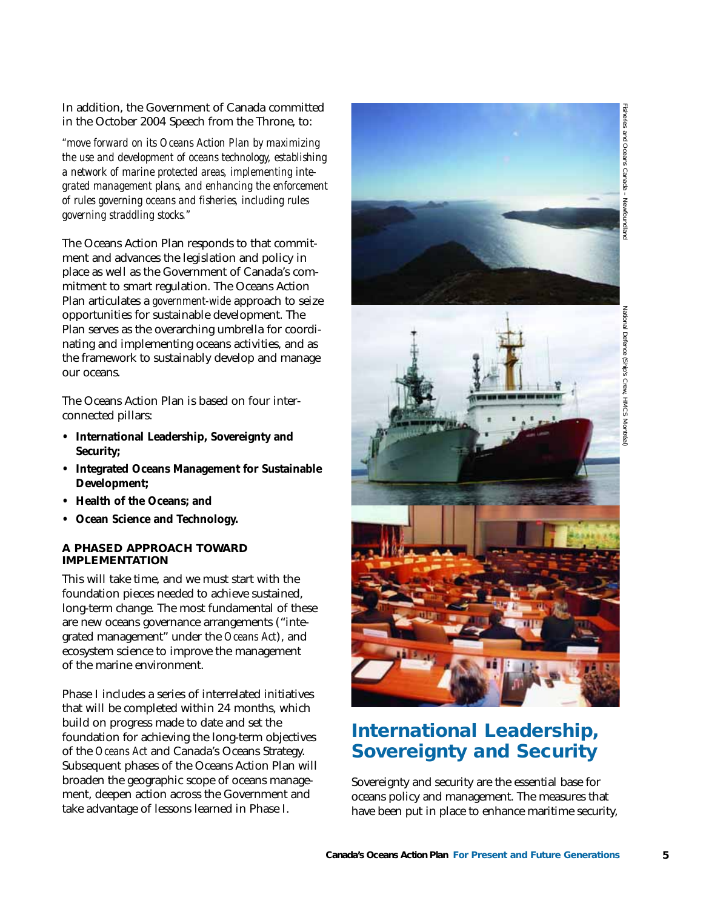In addition, the Government of Canada committed in the October 2004 Speech from the Throne, to:

*"move forward on its Oceans Action Plan by maximizing the use and development of oceans technology, establishing a network of marine protected areas, implementing integrated management plans, and enhancing the enforcement of rules governing oceans and fisheries, including rules governing straddling stocks."*

The Oceans Action Plan responds to that commitment and advances the legislation and policy in place as well as the Government of Canada's commitment to smart regulation. The Oceans Action Plan articulates a *government-wide* approach to seize opportunities for sustainable development. The Plan serves as the overarching umbrella for coordinating and implementing oceans activities, and as the framework to sustainably develop and manage our oceans.

The Oceans Action Plan is based on four interconnected pillars:

- **International Leadership, Sovereignty and Security;**
- **Integrated Oceans Management for Sustainable Development;**
- **Health of the Oceans; and**
- **Ocean Science and Technology.**

### A PHASED APPROACH TOWARD IMPLEMENTATION

This will take time, and we must start with the foundation pieces needed to achieve sustained, long-term change. The most fundamental of these are new oceans governance arrangements ("integrated management" under the *Oceans Act*), and ecosystem science to improve the management of the marine environment.

Phase I includes a series of interrelated initiatives that will be completed within 24 months, which build on progress made to date and set the foundation for achieving the long-term objectives of the *Oceans Act* and Canada's Oceans Strategy. Subsequent phases of the Oceans Action Plan will broaden the geographic scope of oceans management, deepen action across the Government and take advantage of lessons learned in Phase I.

Fisheries and Oceans Canada – Newfoundland

National Defence (Ship's Crew, HMCS Montréal)

## International Leadership, Sovereignty and Security

Sovereignty and security are the essential base for oceans policy and management. The measures that have been put in place to enhance maritime security,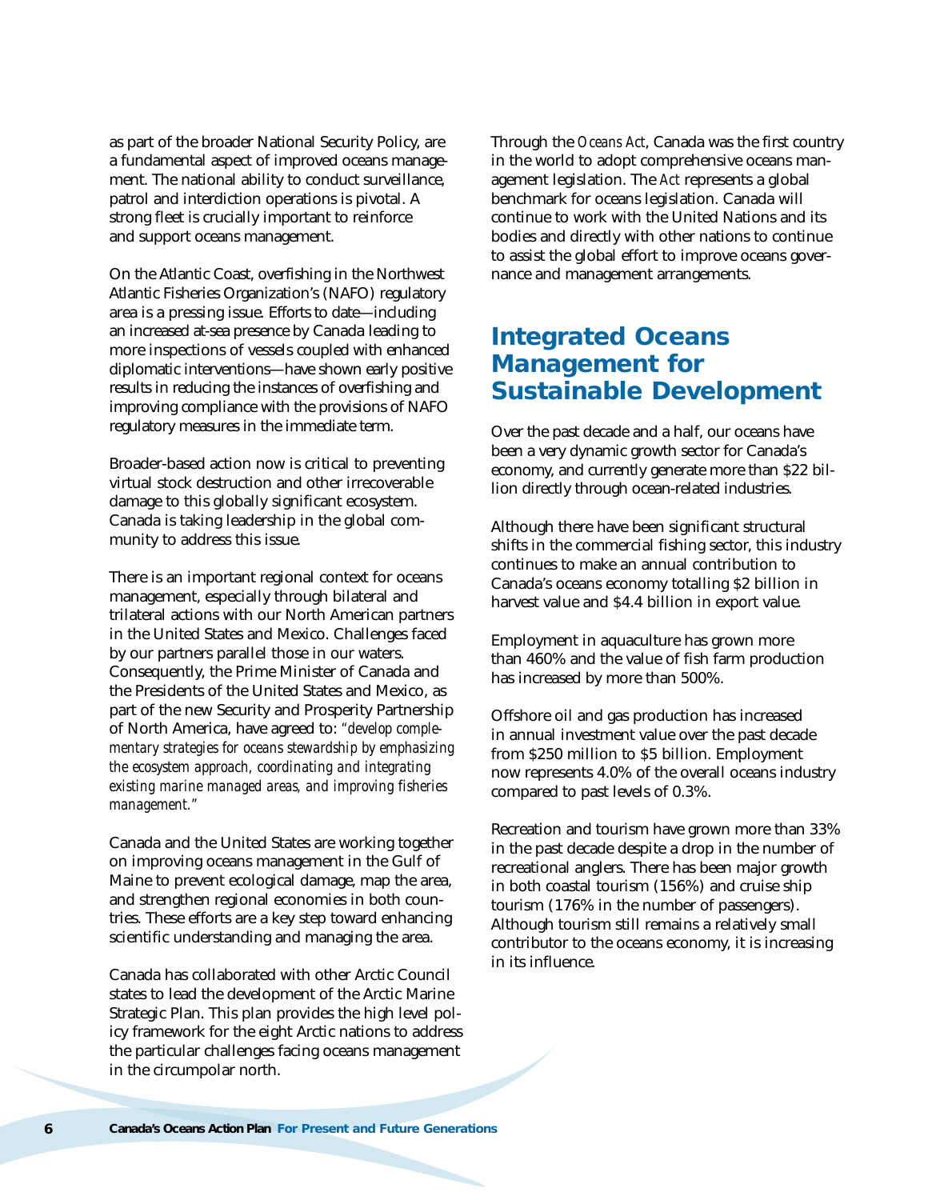as part of the broader National Security Policy, are a fundamental aspect of improved oceans management. The national ability to conduct surveillance, patrol and interdiction operations is pivotal. A strong fleet is crucially important to reinforce and support oceans management.

On the Atlantic Coast, overfishing in the Northwest Atlantic Fisheries Organization's (NAFO) regulatory area is a pressing issue. Efforts to date—including an increased at-sea presence by Canada leading to more inspections of vessels coupled with enhanced diplomatic interventions—have shown early positive results in reducing the instances of overfishing and improving compliance with the provisions of NAFO regulatory measures in the immediate term.

Broader-based action now is critical to preventing virtual stock destruction and other irrecoverable damage to this globally significant ecosystem. Canada is taking leadership in the global community to address this issue.

There is an important regional context for oceans management, especially through bilateral and trilateral actions with our North American partners in the United States and Mexico. Challenges faced by our partners parallel those in our waters. Consequently, the Prime Minister of Canada and the Presidents of the United States and Mexico, as part of the new Security and Prosperity Partnership of North America, have agreed to: *"develop complementary strategies for oceans stewardship by emphasizing the ecosystem approach, coordinating and integrating existing marine managed areas, and improving fisheries management."*

Canada and the United States are working together on improving oceans management in the Gulf of Maine to prevent ecological damage, map the area, and strengthen regional economies in both countries. These efforts are a key step toward enhancing scientific understanding and managing the area.

Canada has collaborated with other Arctic Council states to lead the development of the Arctic Marine Strategic Plan. This plan provides the high level policy framework for the eight Arctic nations to address the particular challenges facing oceans management in the circumpolar north.

Through the *Oceans Act*, Canada was the first country in the world to adopt comprehensive oceans management legislation. The *Act* represents a global benchmark for oceans legislation. Canada will continue to work with the United Nations and its bodies and directly with other nations to continue to assist the global effort to improve oceans governance and management arrangements.

## Integrated Oceans Management for Sustainable Development

Over the past decade and a half, our oceans have been a very dynamic growth sector for Canada's economy, and currently generate more than $22 billion directly through ocean-related industries.

Although there have been significant structural shifts in the commercial fishing sector, this industry continues to make an annual contribution to Canada's oceans economy totalling $2 billion in harvest value and $4.4 billion in export value.

Employment in aquaculture has grown more than 460% and the value of fish farm production has increased by more than 500%.

Offshore oil and gas production has increased in annual investment value over the past decade from $250 million to $5 billion. Employment now represents 4.0% of the overall oceans industry compared to past levels of 0.3%.

Recreation and tourism have grown more than 33% in the past decade despite a drop in the number of recreational anglers. There has been major growth in both coastal tourism (156%) and cruise ship tourism (176% in the number of passengers). Although tourism still remains a relatively small contributor to the oceans economy, it is increasing in its influence.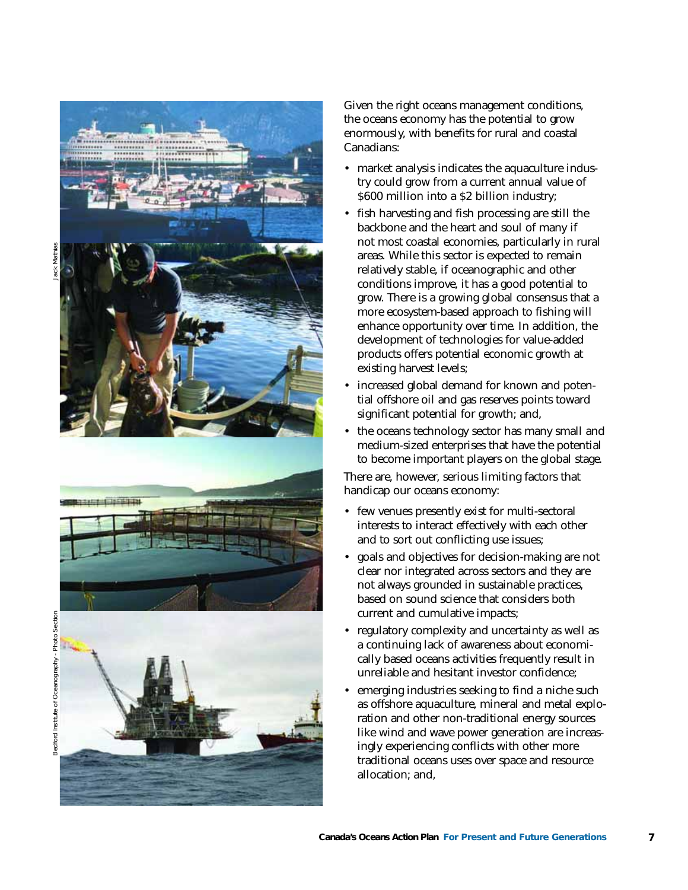Given the right oceans management conditions, the oceans economy has the potential to grow enormously, with benefits for rural and coastal Canadians:

- market analysis indicates the aquaculture industry could grow from a current annual value of $600 million into a $2 billion industry;
- fish harvesting and fish processing are still the backbone and the heart and soul of many if not most coastal economies, particularly in rural areas. While this sector is expected to remain relatively stable, if oceanographic and other conditions improve, it has a good potential to grow. There is a growing global consensus that a more ecosystem-based approach to fishing will enhance opportunity over time. In addition, the development of technologies for value-added products offers potential economic growth at existing harvest levels;
- increased global demand for known and potential offshore oil and gas reserves points toward significant potential for growth; and,
- the oceans technology sector has many small and medium-sized enterprises that have the potential to become important players on the global stage.

There are, however, serious limiting factors that handicap our oceans economy:

- few venues presently exist for multi-sectoral interests to interact effectively with each other and to sort out conflicting use issues;
- goals and objectives for decision-making are not clear nor integrated across sectors and they are not always grounded in sustainable practices, based on sound science that considers both current and cumulative impacts;
- regulatory complexity and uncertainty as well as a continuing lack of awareness about economically based oceans activities frequently result in unreliable and hesitant investor confidence;
- emerging industries seeking to find a niche such as offshore aquaculture, mineral and metal exploration and other non-traditional energy sources like wind and wave power generation are increasingly experiencing conflicts with other more traditional oceans uses over space and resource allocation; and,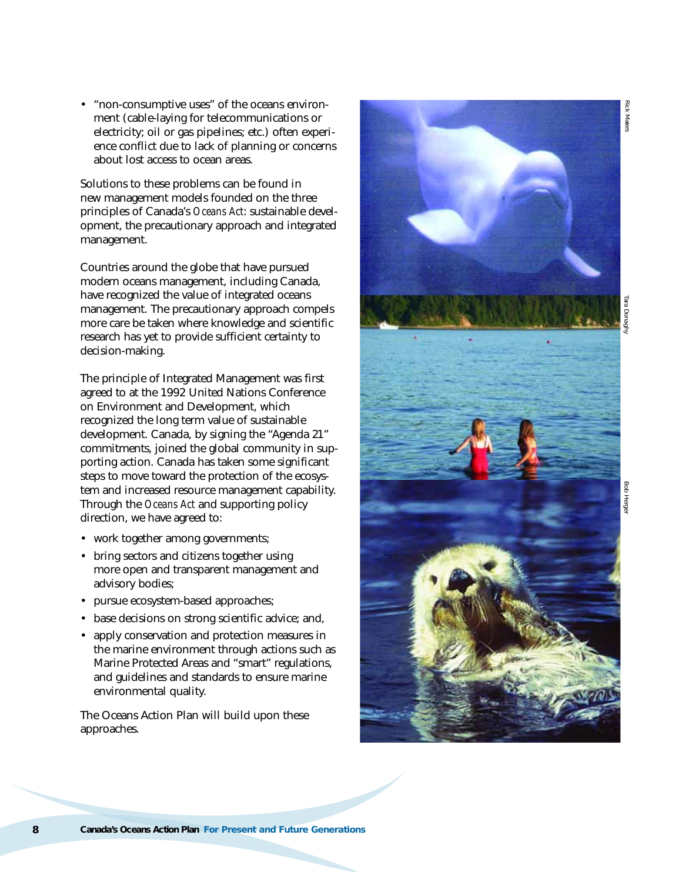- "non-consumptive uses" of the oceans environment (cable-laying for telecommunications or electricity; oil or gas pipelines; etc.) often experience conflict due to lack of planning or concerns about lost access to ocean areas.

Solutions to these problems can be found in new management models founded on the three principles of Canada's *Oceans Act*: sustainable development, the precautionary approach and integrated management.

Countries around the globe that have pursued modern oceans management, including Canada, have recognized the value of integrated oceans management. The precautionary approach compels more care be taken where knowledge and scientific research has yet to provide sufficient certainty to decision-making.

The principle of Integrated Management was first agreed to at the 1992 United Nations Conference on Environment and Development, which recognized the long term value of sustainable development. Canada, by signing the "Agenda 21" commitments, joined the global community in supporting action. Canada has taken some significant steps to move toward the protection of the ecosystem and increased resource management capability. Through the *Oceans Act* and supporting policy direction, we have agreed to:

- work together among governments;
- bring sectors and citizens together using more open and transparent management and advisory bodies;
- pursue ecosystem-based approaches;
- base decisions on strong scientific advice; and,
- apply conservation and protection measures in the marine environment through actions such as Marine Protected Areas and "smart" regulations, and guidelines and standards to ensure marine environmental quality.

The Oceans Action Plan will build upon these approaches.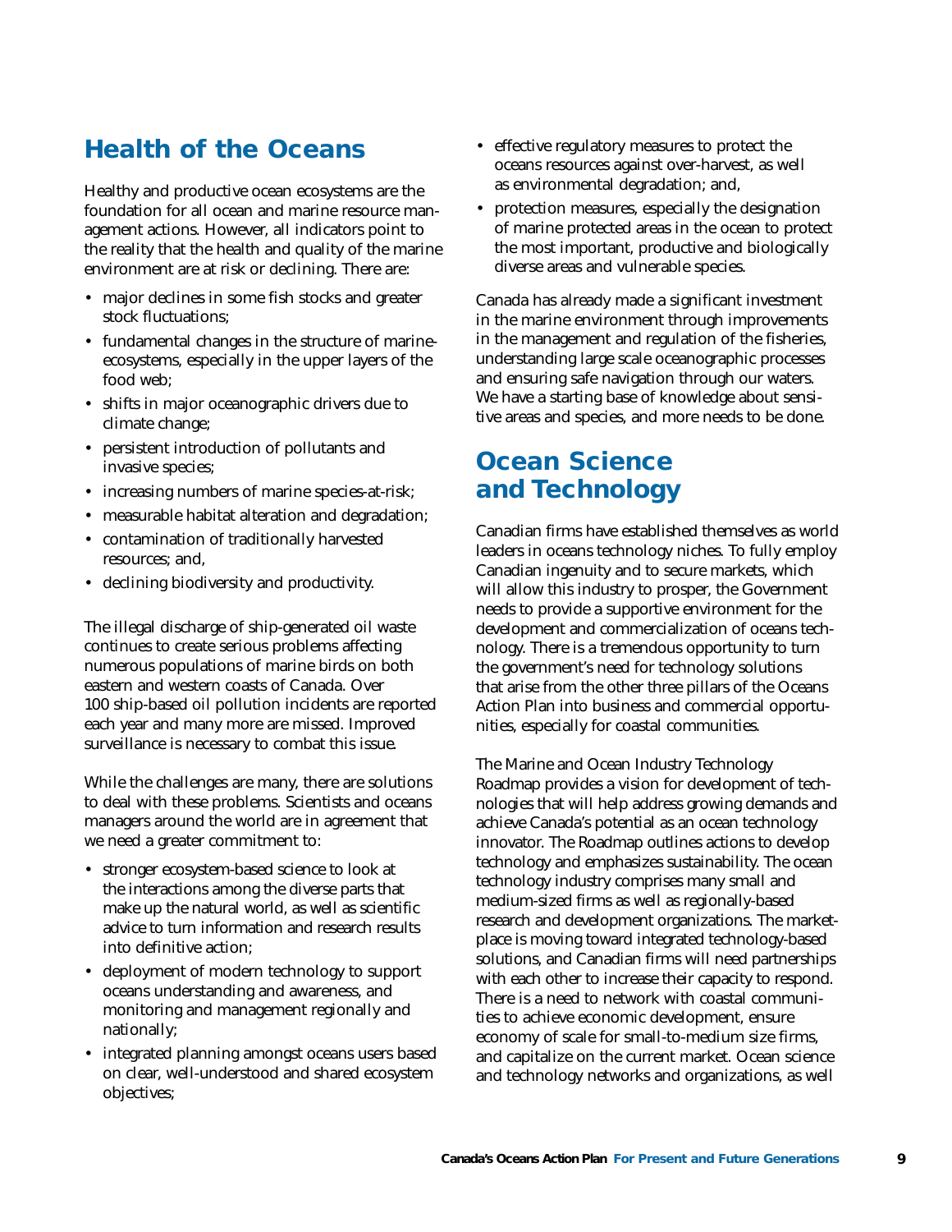## Health of the Oceans

Healthy and productive ocean ecosystems are the foundation for all ocean and marine resource management actions. However, all indicators point to the reality that the health and quality of the marine environment are at risk or declining. There are:

- major declines in some fish stocks and greater stock fluctuations;
- fundamental changes in the structure of marine-ecosystems, especially in the upper layers of the food web;
- shifts in major oceanographic drivers due to climate change;
- persistent introduction of pollutants and invasive species;
- increasing numbers of marine species-at-risk;
- measurable habitat alteration and degradation;
- contamination of traditionally harvested resources; and,
- declining biodiversity and productivity.

The illegal discharge of ship-generated oil waste continues to create serious problems affecting numerous populations of marine birds on both eastern and western coasts of Canada. Over 100 ship-based oil pollution incidents are reported each year and many more are missed. Improved surveillance is necessary to combat this issue.

While the challenges are many, there are solutions to deal with these problems. Scientists and oceans managers around the world are in agreement that we need a greater commitment to:

- stronger ecosystem-based science to look at the interactions among the diverse parts that make up the natural world, as well as scientific advice to turn information and research results into definitive action;
- deployment of modern technology to support oceans understanding and awareness, and monitoring and management regionally and nationally;
- integrated planning amongst oceans users based on clear, well-understood and shared ecosystem objectives;
- effective regulatory measures to protect the oceans resources against over-harvest, as well as environmental degradation; and,
- protection measures, especially the designation of marine protected areas in the ocean to protect the most important, productive and biologically diverse areas and vulnerable species.

Canada has already made a significant investment in the marine environment through improvements in the management and regulation of the fisheries, understanding large scale oceanographic processes and ensuring safe navigation through our waters. We have a starting base of knowledge about sensitive areas and species, and more needs to be done.

## Ocean Science and Technology

Canadian firms have established themselves as world leaders in oceans technology niches. To fully employ Canadian ingenuity and to secure markets, which will allow this industry to prosper, the Government needs to provide a supportive environment for the development and commercialization of oceans technology. There is a tremendous opportunity to turn the government's need for technology solutions that arise from the other three pillars of the Oceans Action Plan into business and commercial opportunities, especially for coastal communities.

The Marine and Ocean Industry Technology Roadmap provides a vision for development of technologies that will help address growing demands and achieve Canada's potential as an ocean technology innovator. The Roadmap outlines actions to develop technology and emphasizes sustainability. The ocean technology industry comprises many small and medium-sized firms as well as regionally-based research and development organizations. The marketplace is moving toward integrated technology-based solutions, and Canadian firms will need partnerships with each other to increase their capacity to respond. There is a need to network with coastal communities to achieve economic development, ensure economy of scale for small-to-medium size firms, and capitalize on the current market. Ocean science and technology networks and organizations, as well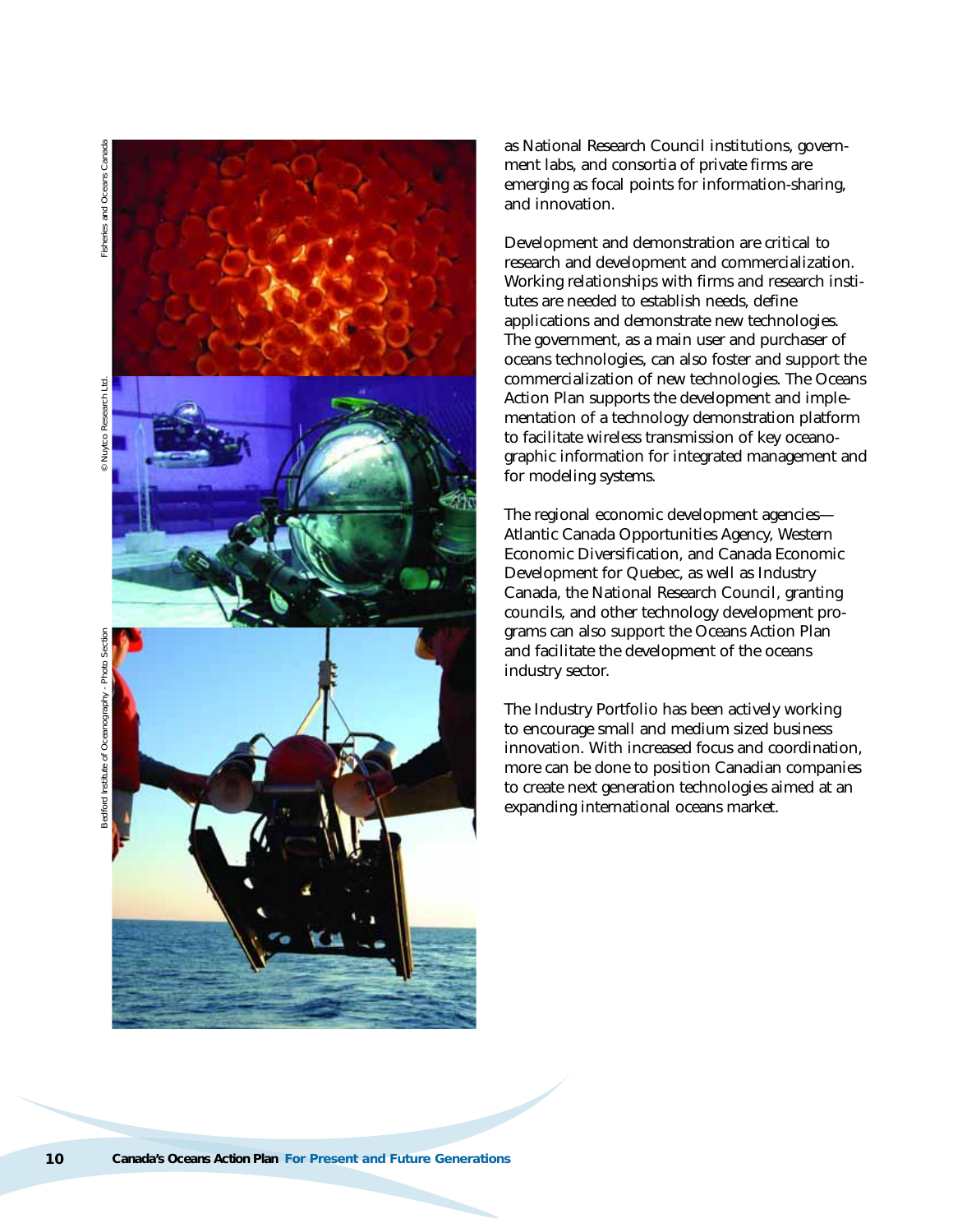as National Research Council institutions, government labs, and consortia of private firms are emerging as focal points for information-sharing, and innovation.

Development and demonstration are critical to research and development and commercialization. Working relationships with firms and research institutes are needed to establish needs, define applications and demonstrate new technologies. The government, as a main user and purchaser of oceans technologies, can also foster and support the commercialization of new technologies. The Oceans Action Plan supports the development and implementation of a technology demonstration platform to facilitate wireless transmission of key oceanographic information for integrated management and for modeling systems.

The regional economic development agencies—Atlantic Canada Opportunities Agency, Western Economic Diversification, and Canada Economic Development for Quebec, as well as Industry Canada, the National Research Council, granting councils, and other technology development programs can also support the Oceans Action Plan and facilitate the development of the oceans industry sector.

The Industry Portfolio has been actively working to encourage small and medium sized business innovation. With increased focus and coordination, more can be done to position Canadian companies to create next generation technologies aimed at an expanding international oceans market.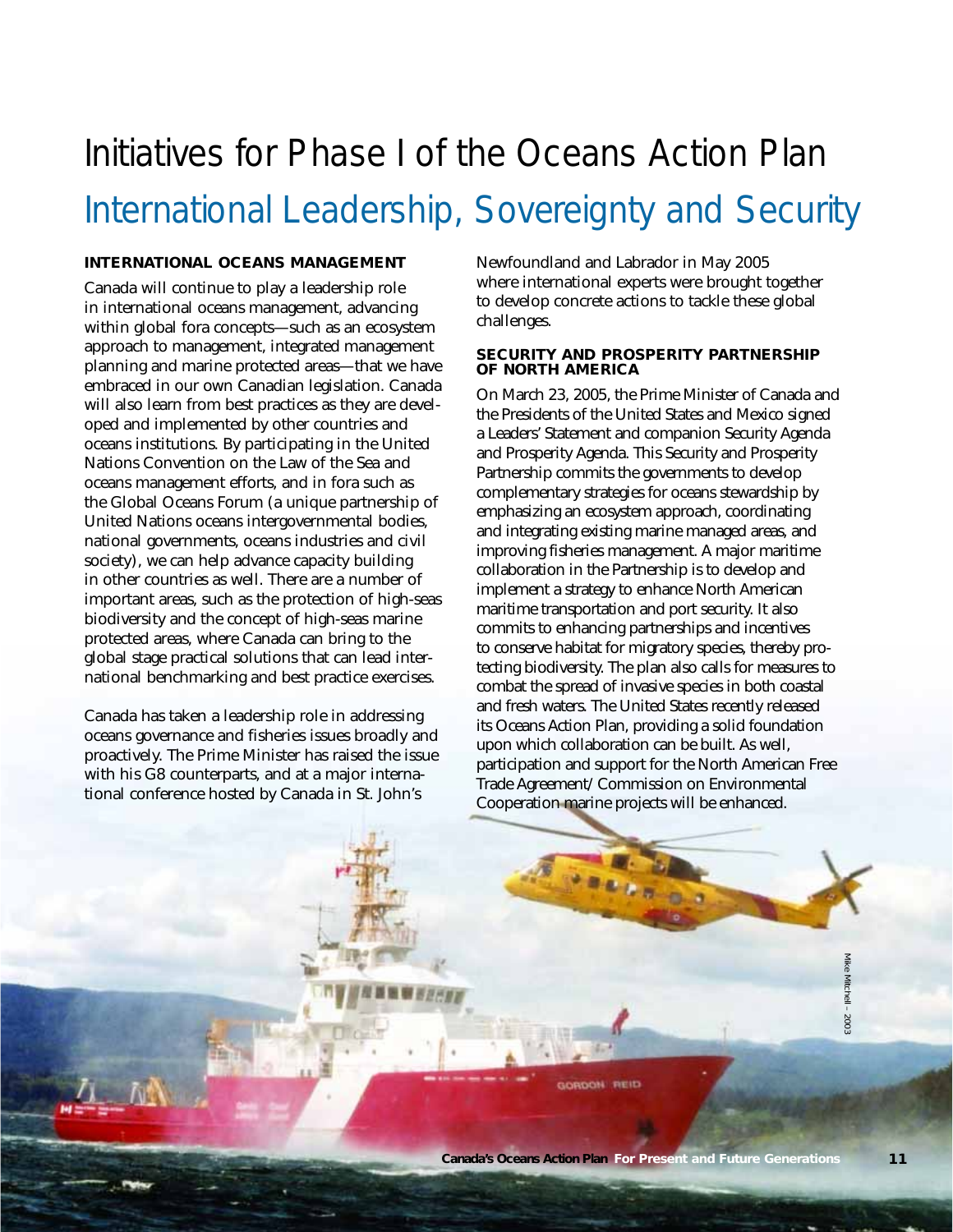# Initiatives for Phase I of the Oceans Action Plan

## International Leadership, Sovereignty and Security

### INTERNATIONAL OCEANS MANAGEMENT

Canada will continue to play a leadership role in international oceans management, advancing within global fora concepts—such as an ecosystem approach to management, integrated management planning and marine protected areas—that we have embraced in our own Canadian legislation. Canada will also learn from best practices as they are developed and implemented by other countries and oceans institutions. By participating in the United Nations Convention on the Law of the Sea and oceans management efforts, and in fora such as the Global Oceans Forum (a unique partnership of United Nations oceans intergovernmental bodies, national governments, oceans industries and civil society), we can help advance capacity building in other countries as well. There are a number of important areas, such as the protection of high-seas biodiversity and the concept of high-seas marine protected areas, where Canada can bring to the global stage practical solutions that can lead international benchmarking and best practice exercises.

Canada has taken a leadership role in addressing oceans governance and fisheries issues broadly and proactively. The Prime Minister has raised the issue with his G8 counterparts, and at a major international conference hosted by Canada in St. John's Newfoundland and Labrador in May 2005 where international experts were brought together to develop concrete actions to tackle these global challenges.

### SECURITY AND PROSPERITY PARTNERSHIP OF NORTH AMERICA

On March 23, 2005, the Prime Minister of Canada and the Presidents of the United States and Mexico signed a Leaders' Statement and companion Security Agenda and Prosperity Agenda. This Security and Prosperity Partnership commits the governments to develop complementary strategies for oceans stewardship by emphasizing an ecosystem approach, coordinating and integrating existing marine managed areas, and improving fisheries management. A major maritime collaboration in the Partnership is to develop and implement a strategy to enhance North American maritime transportation and port security. It also commits to enhancing partnerships and incentives to conserve habitat for migratory species, thereby protecting biodiversity. The plan also calls for measures to combat the spread of invasive species in both coastal and fresh waters. The United States recently released its Oceans Action Plan, providing a solid foundation upon which collaboration can be built. As well, participation and support for the North American Free Trade Agreement/ Commission on Environmental Cooperation marine projects will be enhanced.

Mike Mitchell – 2003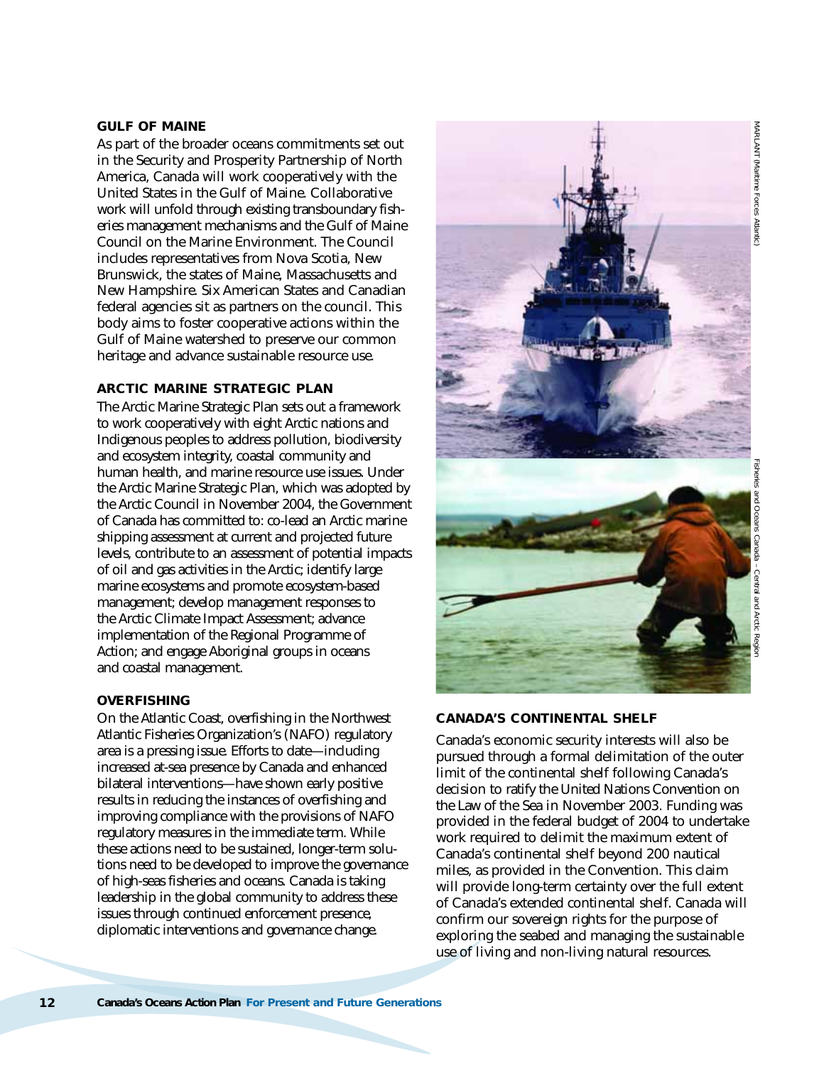### GULF OF MAINE

As part of the broader oceans commitments set out in the Security and Prosperity Partnership of North America, Canada will work cooperatively with the United States in the Gulf of Maine. Collaborative work will unfold through existing transboundary fisheries management mechanisms and the Gulf of Maine Council on the Marine Environment. The Council includes representatives from Nova Scotia, New Brunswick, the states of Maine, Massachusetts and New Hampshire. Six American States and Canadian federal agencies sit as partners on the council. This body aims to foster cooperative actions within the Gulf of Maine watershed to preserve our common heritage and advance sustainable resource use.

### ARCTIC MARINE STRATEGIC PLAN

The Arctic Marine Strategic Plan sets out a framework to work cooperatively with eight Arctic nations and Indigenous peoples to address pollution, biodiversity and ecosystem integrity, coastal community and human health, and marine resource use issues. Under the Arctic Marine Strategic Plan, which was adopted by the Arctic Council in November 2004, the Government of Canada has committed to: co-lead an Arctic marine shipping assessment at current and projected future levels, contribute to an assessment of potential impacts of oil and gas activities in the Arctic; identify large marine ecosystems and promote ecosystem-based management; develop management responses to the Arctic Climate Impact Assessment; advance implementation of the Regional Programme of Action; and engage Aboriginal groups in oceans and coastal management.

### OVERFISHING

On the Atlantic Coast, overfishing in the Northwest Atlantic Fisheries Organization's (NAFO) regulatory area is a pressing issue. Efforts to date—including increased at-sea presence by Canada and enhanced bilateral interventions—have shown early positive results in reducing the instances of overfishing and improving compliance with the provisions of NAFO regulatory measures in the immediate term. While these actions need to be sustained, longer-term solutions need to be developed to improve the governance of high-seas fisheries and oceans. Canada is taking leadership in the global community to address these issues through continued enforcement presence, diplomatic interventions and governance change.

MARLANT (Maritime Forces Atlantic)

Fisheries and Oceans Canada – Central and Arctic Region

### CANADA'S CONTINENTAL SHELF

Canada's economic security interests will also be pursued through a formal delimitation of the outer limit of the continental shelf following Canada's decision to ratify the United Nations Convention on the Law of the Sea in November 2003. Funding was provided in the federal budget of 2004 to undertake work required to delimit the maximum extent of Canada's continental shelf beyond 200 nautical miles, as provided in the Convention. This claim will provide long-term certainty over the full extent of Canada's extended continental shelf. Canada will confirm our sovereign rights for the purpose of exploring the seabed and managing the sustainable use of living and non-living natural resources.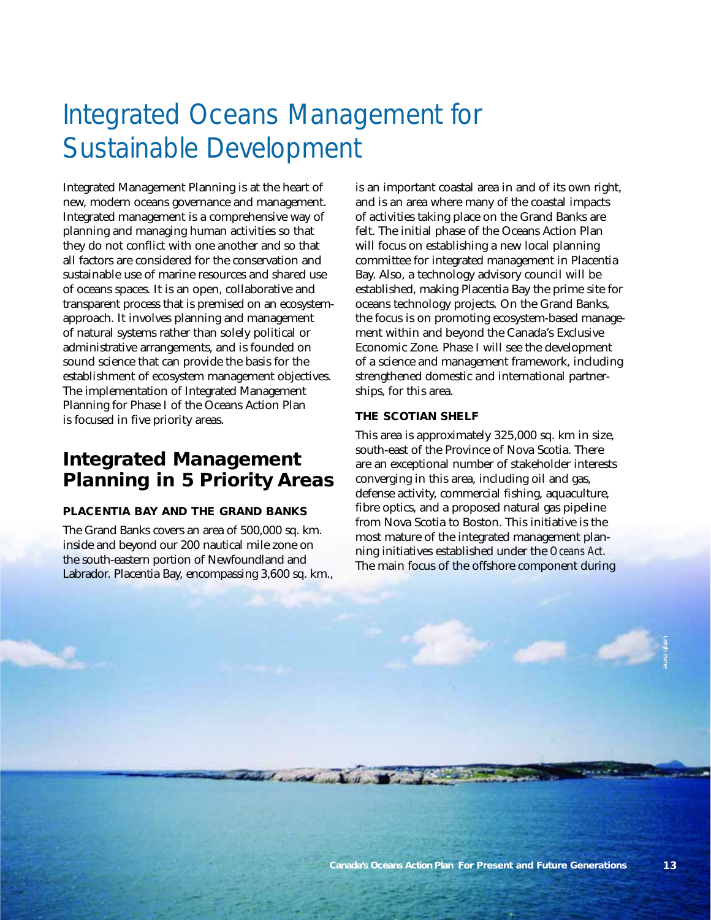# Integrated Oceans Management for Sustainable Development

Integrated Management Planning is at the heart of new, modern oceans governance and management. Integrated management is a comprehensive way of planning and managing human activities so that they do not conflict with one another and so that all factors are considered for the conservation and sustainable use of marine resources and shared use of oceans spaces. It is an open, collaborative and transparent process that is premised on an ecosystem-approach. It involves planning and management of natural systems rather than solely political or administrative arrangements, and is founded on sound science that can provide the basis for the establishment of ecosystem management objectives. The implementation of Integrated Management Planning for Phase I of the Oceans Action Plan is focused in five priority areas.

## Integrated Management Planning in 5 Priority Areas

### PLACENTIA BAY AND THE GRAND BANKS

The Grand Banks covers an area of 500,000 sq. km. inside and beyond our 200 nautical mile zone on the south-eastern portion of Newfoundland and Labrador. Placentia Bay, encompassing 3,600 sq. km., is an important coastal area in and of its own right, and is an area where many of the coastal impacts of activities taking place on the Grand Banks are felt. The initial phase of the Oceans Action Plan will focus on establishing a new local planning committee for integrated management in Placentia Bay. Also, a technology advisory council will be established, making Placentia Bay the prime site for oceans technology projects. On the Grand Banks, the focus is on promoting ecosystem-based management within and beyond the Canada's Exclusive Economic Zone. Phase I will see the development of a science and management framework, including strengthened domestic and international partnerships, for this area.

### THE SCOTIAN SHELF

This area is approximately 325,000 sq. km in size, south-east of the Province of Nova Scotia. There are an exceptional number of stakeholder interests converging in this area, including oil and gas, defense activity, commercial fishing, aquaculture, fibre optics, and a proposed natural gas pipeline from Nova Scotia to Boston. This initiative is the most mature of the integrated management planning initiatives established under the *Oceans Act*. The main focus of the offshore component during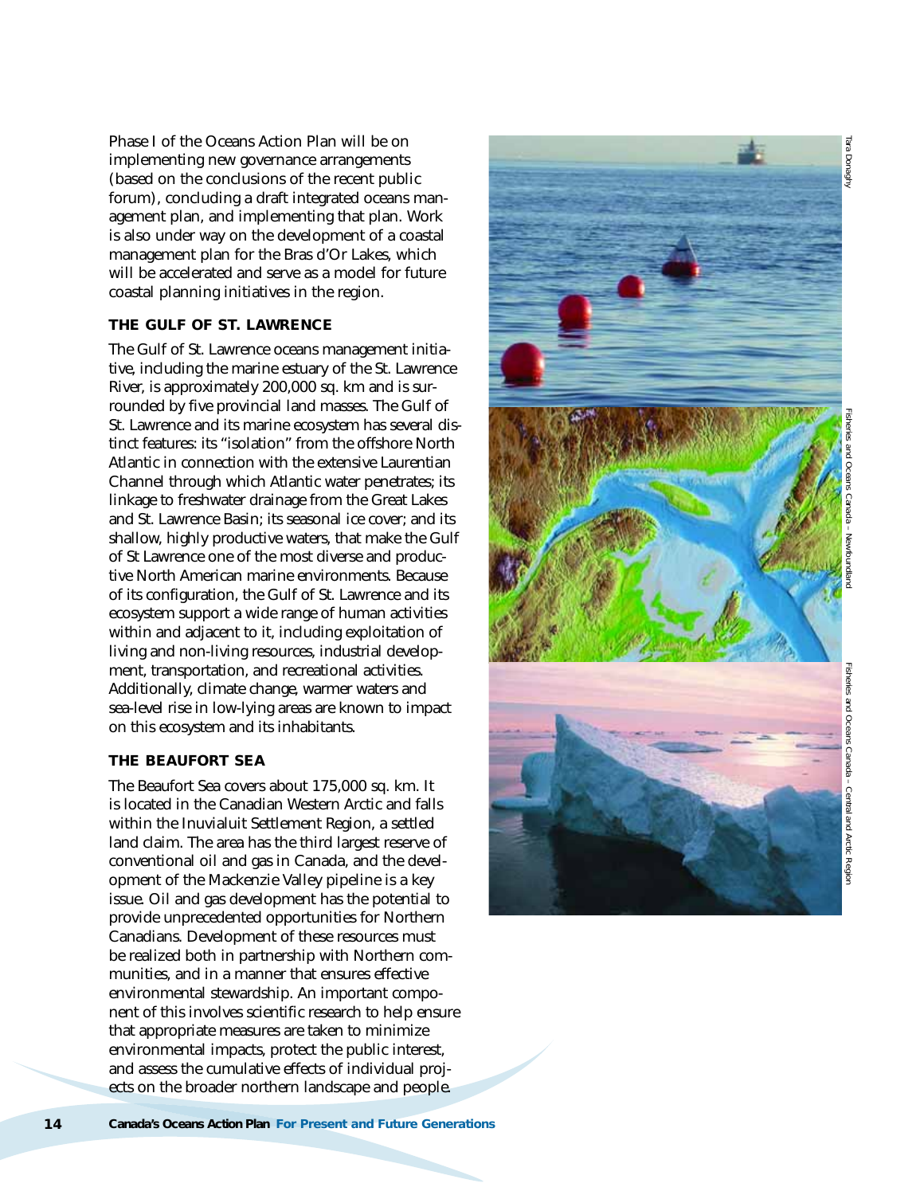Phase I of the Oceans Action Plan will be on implementing new governance arrangements (based on the conclusions of the recent public forum), concluding a draft integrated oceans management plan, and implementing that plan. Work is also under way on the development of a coastal management plan for the Bras d'Or Lakes, which will be accelerated and serve as a model for future coastal planning initiatives in the region.

### THE GULF OF ST. LAWRENCE

The Gulf of St. Lawrence oceans management initiative, including the marine estuary of the St. Lawrence River, is approximately 200,000 sq. km and is surrounded by five provincial land masses. The Gulf of St. Lawrence and its marine ecosystem has several distinct features: its "isolation" from the offshore North Atlantic in connection with the extensive Laurentian Channel through which Atlantic water penetrates; its linkage to freshwater drainage from the Great Lakes and St. Lawrence Basin; its seasonal ice cover; and its shallow, highly productive waters, that make the Gulf of St Lawrence one of the most diverse and productive North American marine environments. Because of its configuration, the Gulf of St. Lawrence and its ecosystem support a wide range of human activities within and adjacent to it, including exploitation of living and non-living resources, industrial development, transportation, and recreational activities. Additionally, climate change, warmer waters and sea-level rise in low-lying areas are known to impact on this ecosystem and its inhabitants.

### THE BEAUFORT SEA

The Beaufort Sea covers about 175,000 sq. km. It is located in the Canadian Western Arctic and falls within the Inuvialuit Settlement Region, a settled land claim. The area has the third largest reserve of conventional oil and gas in Canada, and the development of the Mackenzie Valley pipeline is a key issue. Oil and gas development has the potential to provide unprecedented opportunities for Northern Canadians. Development of these resources must be realized both in partnership with Northern communities, and in a manner that ensures effective environmental stewardship. An important component of this involves scientific research to help ensure that appropriate measures are taken to minimize environmental impacts, protect the public interest, and assess the cumulative effects of individual projects on the broader northern landscape and people.

Tara Donaghy

Fisheries and Oceans Canada – Newfoundland

Fisheries and Oceans Canada – Central and Arctic Region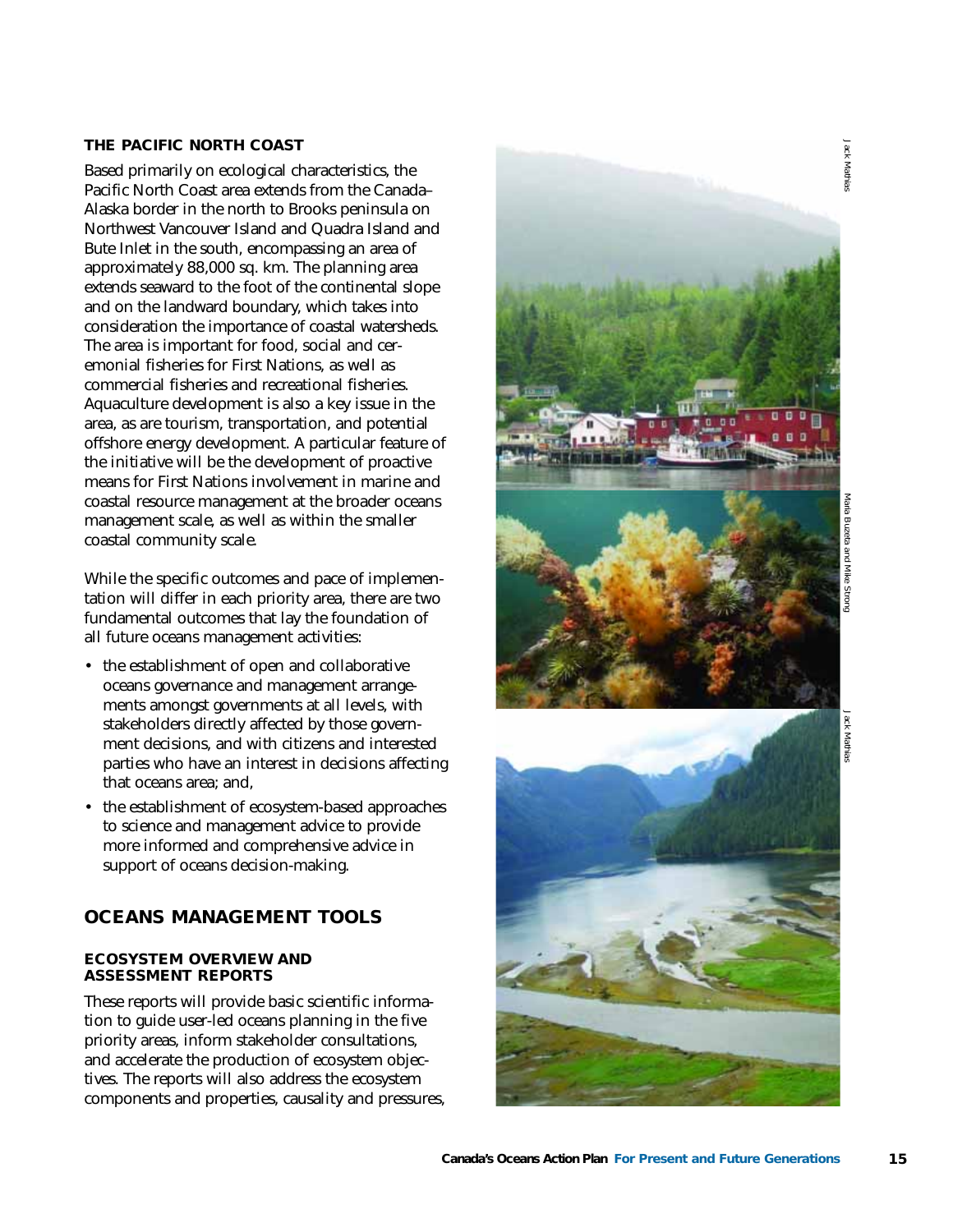### THE PACIFIC NORTH COAST

Based primarily on ecological characteristics, the Pacific North Coast area extends from the Canada–Alaska border in the north to Brooks peninsula on Northwest Vancouver Island and Quadra Island and Bute Inlet in the south, encompassing an area of approximately 88,000 sq. km. The planning area extends seaward to the foot of the continental slope and on the landward boundary, which takes into consideration the importance of coastal watersheds. The area is important for food, social and ceremonial fisheries for First Nations, as well as commercial fisheries and recreational fisheries. Aquaculture development is also a key issue in the area, as are tourism, transportation, and potential offshore energy development. A particular feature of the initiative will be the development of proactive means for First Nations involvement in marine and coastal resource management at the broader oceans management scale, as well as within the smaller coastal community scale.

While the specific outcomes and pace of implementation will differ in each priority area, there are two fundamental outcomes that lay the foundation of all future oceans management activities:

- the establishment of open and collaborative oceans governance and management arrangements amongst governments at all levels, with stakeholders directly affected by those government decisions, and with citizens and interested parties who have an interest in decisions affecting that oceans area; and,
- the establishment of ecosystem-based approaches to science and management advice to provide more informed and comprehensive advice in support of oceans decision-making.

## OCEANS MANAGEMENT TOOLS

### ECOSYSTEM OVERVIEW AND ASSESSMENT REPORTS

These reports will provide basic scientific information to guide user-led oceans planning in the five priority areas, inform stakeholder consultations, and accelerate the production of ecosystem objectives. The reports will also address the ecosystem components and properties, causality and pressures,

Jack Mathias

Maria Buzeta and Mike Strong

Jack Mathias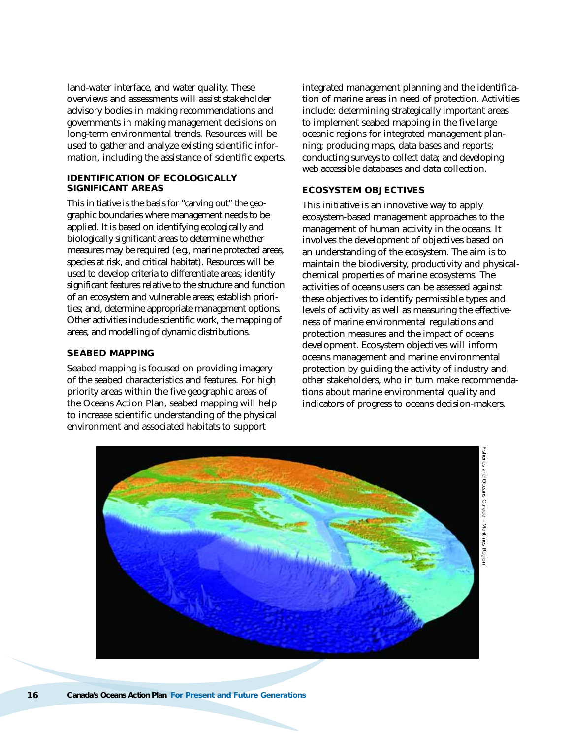land-water interface, and water quality. These overviews and assessments will assist stakeholder advisory bodies in making recommendations and governments in making management decisions on long-term environmental trends. Resources will be used to gather and analyze existing scientific information, including the assistance of scientific experts.

### IDENTIFICATION OF ECOLOGICALLY SIGNIFICANT AREAS

This initiative is the basis for "carving out" the geographic boundaries where management needs to be applied. It is based on identifying ecologically and biologically significant areas to determine whether measures may be required (e.g., marine protected areas, species at risk, and critical habitat). Resources will be used to develop criteria to differentiate areas; identify significant features relative to the structure and function of an ecosystem and vulnerable areas; establish priorities; and, determine appropriate management options. Other activities include scientific work, the mapping of areas, and modelling of dynamic distributions.

### SEABED MAPPING

Seabed mapping is focused on providing imagery of the seabed characteristics and features. For high priority areas within the five geographic areas of the Oceans Action Plan, seabed mapping will help to increase scientific understanding of the physical environment and associated habitats to support integrated management planning and the identification of marine areas in need of protection. Activities include: determining strategically important areas to implement seabed mapping in the five large oceanic regions for integrated management planning; producing maps, data bases and reports; conducting surveys to collect data; and developing web accessible databases and data collection.

### ECOSYSTEM OBJECTIVES

This initiative is an innovative way to apply ecosystem-based management approaches to the management of human activity in the oceans. It involves the development of objectives based on an understanding of the ecosystem. The aim is to maintain the biodiversity, productivity and physical-chemical properties of marine ecosystems. The activities of oceans users can be assessed against these objectives to identify permissible types and levels of activity as well as measuring the effectiveness of marine environmental regulations and protection measures and the impact of oceans development. Ecosystem objectives will inform oceans management and marine environmental protection by guiding the activity of industry and other stakeholders, who in turn make recommendations about marine environmental quality and indicators of progress to oceans decision-makers.

Fisheries and Oceans Canada – Maritimes Region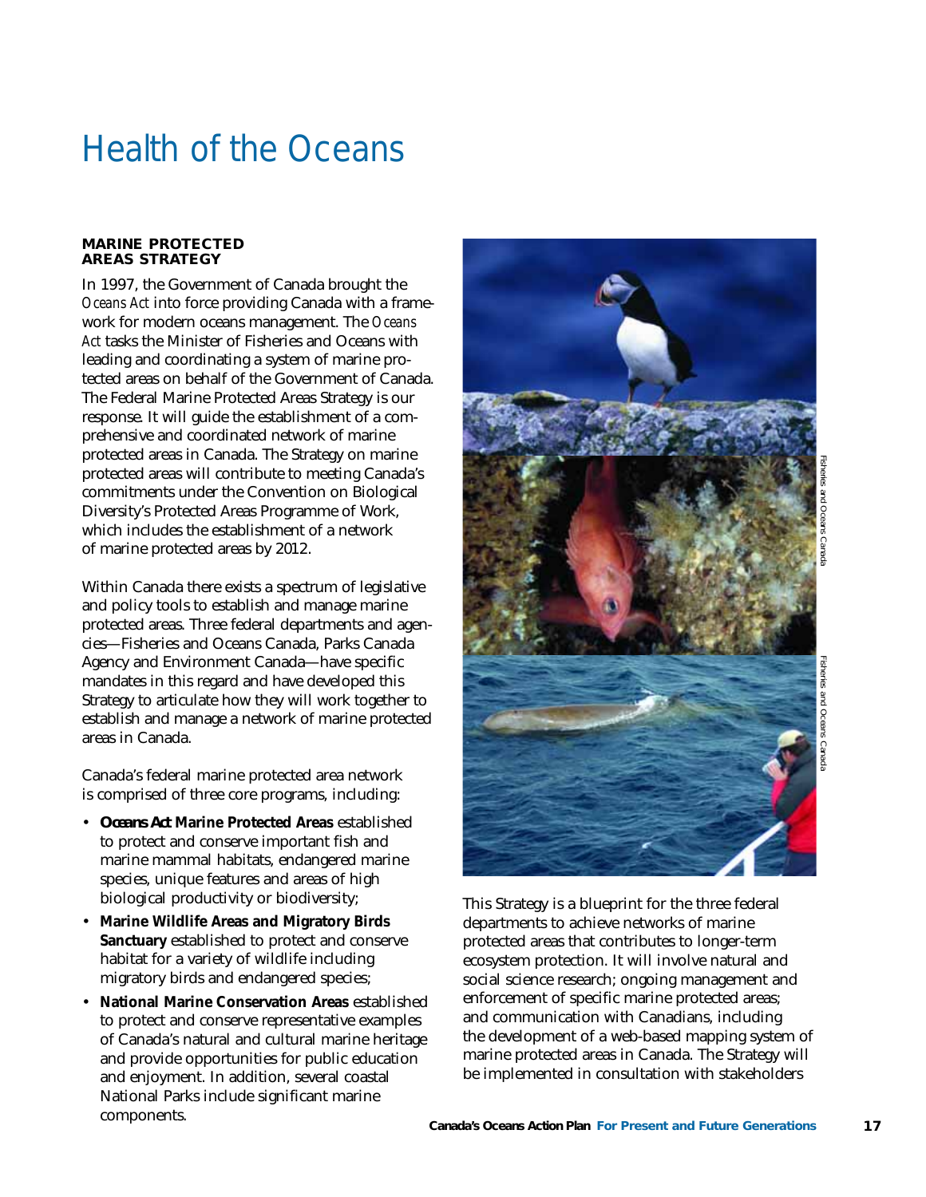# Health of the Oceans

## MARINE PROTECTED AREAS STRATEGY

In 1997, the Government of Canada brought the *Oceans Act* into force providing Canada with a framework for modern oceans management. The *Oceans Act* tasks the Minister of Fisheries and Oceans with leading and coordinating a system of marine protected areas on behalf of the Government of Canada. The Federal Marine Protected Areas Strategy is our response. It will guide the establishment of a comprehensive and coordinated network of marine protected areas in Canada. The Strategy on marine protected areas will contribute to meeting Canada's commitments under the Convention on Biological Diversity's Protected Areas Programme of Work, which includes the establishment of a network of marine protected areas by 2012.

Within Canada there exists a spectrum of legislative and policy tools to establish and manage marine protected areas. Three federal departments and agencies—Fisheries and Oceans Canada, Parks Canada Agency and Environment Canada—have specific mandates in this regard and have developed this Strategy to articulate how they will work together to establish and manage a network of marine protected areas in Canada.

Canada's federal marine protected area network is comprised of three core programs, including:

- ***Oceans Act* Marine Protected Areas** established to protect and conserve important fish and marine mammal habitats, endangered marine species, unique features and areas of high biological productivity or biodiversity;
- **Marine Wildlife Areas and Migratory Birds Sanctuary** established to protect and conserve habitat for a variety of wildlife including migratory birds and endangered species;
- **National Marine Conservation Areas** established to protect and conserve representative examples of Canada's natural and cultural marine heritage and provide opportunities for public education and enjoyment. In addition, several coastal National Parks include significant marine components.

Fisheries and Oceans Canada

Fisheries and Oceans Canada

This Strategy is a blueprint for the three federal departments to achieve networks of marine protected areas that contributes to longer-term ecosystem protection. It will involve natural and social science research; ongoing management and enforcement of specific marine protected areas; and communication with Canadians, including the development of a web-based mapping system of marine protected areas in Canada. The Strategy will be implemented in consultation with stakeholders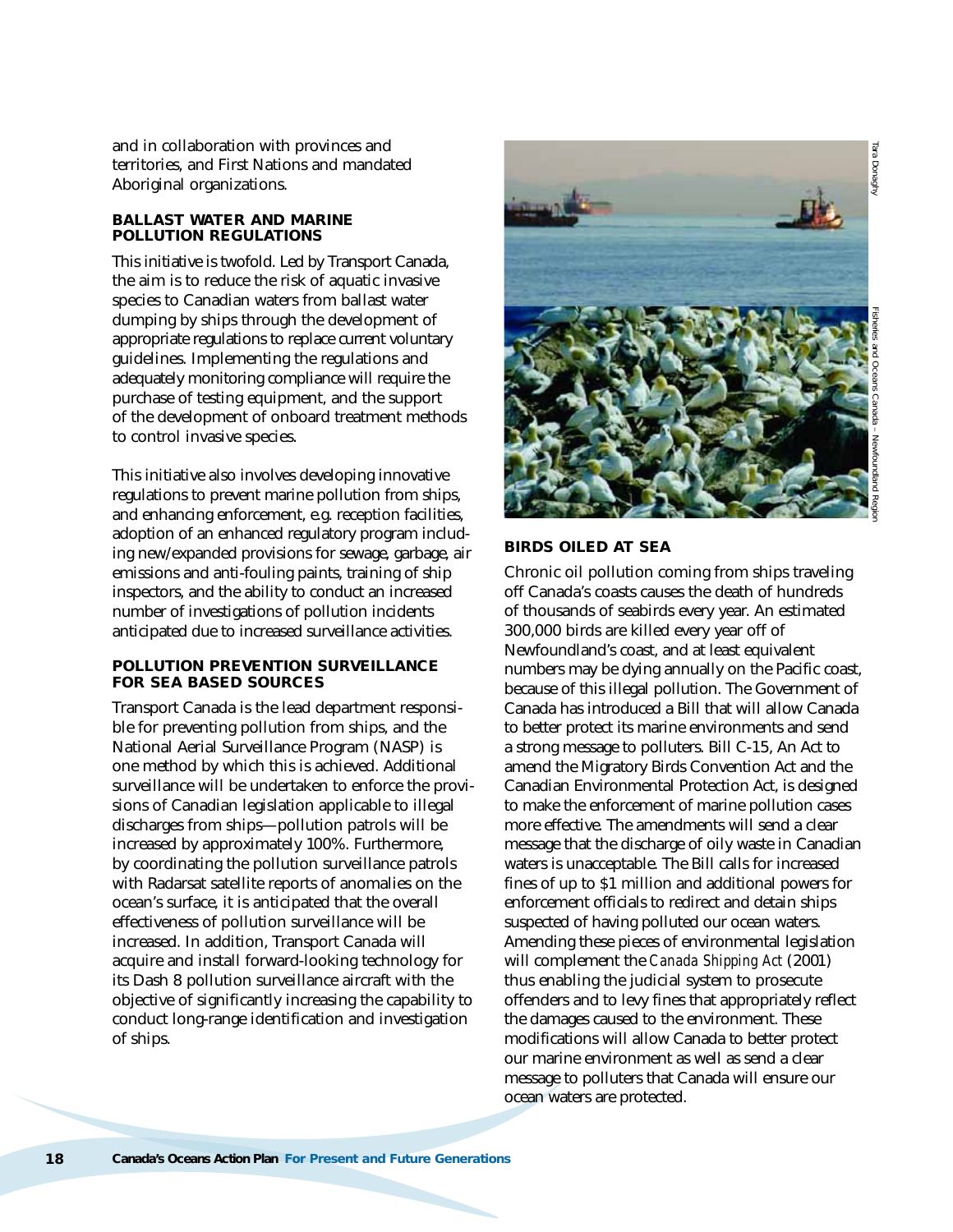and in collaboration with provinces and territories, and First Nations and mandated Aboriginal organizations.

### BALLAST WATER AND MARINE POLLUTION REGULATIONS

This initiative is twofold. Led by Transport Canada, the aim is to reduce the risk of aquatic invasive species to Canadian waters from ballast water dumping by ships through the development of appropriate regulations to replace current voluntary guidelines. Implementing the regulations and adequately monitoring compliance will require the purchase of testing equipment, and the support of the development of onboard treatment methods to control invasive species.

This initiative also involves developing innovative regulations to prevent marine pollution from ships, and enhancing enforcement, e.g. reception facilities, adoption of an enhanced regulatory program including new/expanded provisions for sewage, garbage, air emissions and anti-fouling paints, training of ship inspectors, and the ability to conduct an increased number of investigations of pollution incidents anticipated due to increased surveillance activities.

### POLLUTION PREVENTION SURVEILLANCE FOR SEA BASED SOURCES

Transport Canada is the lead department responsible for preventing pollution from ships, and the National Aerial Surveillance Program (NASP) is one method by which this is achieved. Additional surveillance will be undertaken to enforce the provisions of Canadian legislation applicable to illegal discharges from ships—pollution patrols will be increased by approximately 100%. Furthermore, by coordinating the pollution surveillance patrols with Radarsat satellite reports of anomalies on the ocean's surface, it is anticipated that the overall effectiveness of pollution surveillance will be increased. In addition, Transport Canada will acquire and install forward-looking technology for its Dash 8 pollution surveillance aircraft with the objective of significantly increasing the capability to conduct long-range identification and investigation of ships.

Tara Donaghy

Fisheries and Oceans Canada – Newfoundland Region

### BIRDS OILED AT SEA

Chronic oil pollution coming from ships traveling off Canada's coasts causes the death of hundreds of thousands of seabirds every year. An estimated 300,000 birds are killed every year off of Newfoundland's coast, and at least equivalent numbers may be dying annually on the Pacific coast, because of this illegal pollution. The Government of Canada has introduced a Bill that will allow Canada to better protect its marine environments and send a strong message to polluters. Bill C-15, An Act to amend the Migratory Birds Convention Act and the Canadian Environmental Protection Act, is designed to make the enforcement of marine pollution cases more effective. The amendments will send a clear message that the discharge of oily waste in Canadian waters is unacceptable. The Bill calls for increased fines of up to $1 million and additional powers for enforcement officials to redirect and detain ships suspected of having polluted our ocean waters. Amending these pieces of environmental legislation will complement the *Canada Shipping Act* (2001) thus enabling the judicial system to prosecute offenders and to levy fines that appropriately reflect the damages caused to the environment. These modifications will allow Canada to better protect our marine environment as well as send a clear message to polluters that Canada will ensure our ocean waters are protected.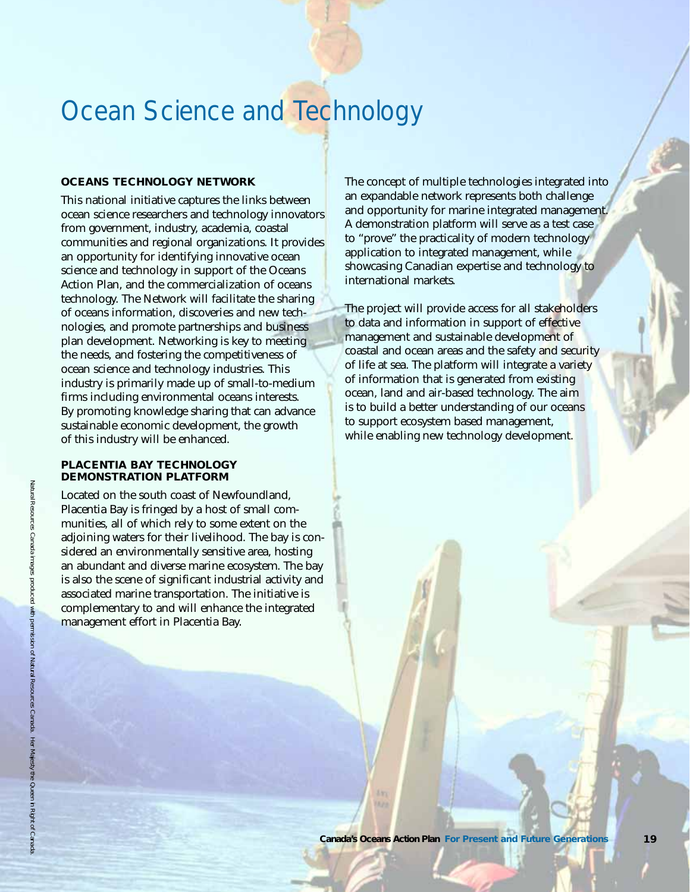# Ocean Science and Technology

## OCEANS TECHNOLOGY NETWORK

This national initiative captures the links between ocean science researchers and technology innovators from government, industry, academia, coastal communities and regional organizations. It provides an opportunity for identifying innovative ocean science and technology in support of the Oceans Action Plan, and the commercialization of oceans technology. The Network will facilitate the sharing of oceans information, discoveries and new technologies, and promote partnerships and business plan development. Networking is key to meeting the needs, and fostering the competitiveness of ocean science and technology industries. This industry is primarily made up of small-to-medium firms including environmental oceans interests. By promoting knowledge sharing that can advance sustainable economic development, the growth of this industry will be enhanced.

## PLACENTIA BAY TECHNOLOGY DEMONSTRATION PLATFORM

Located on the south coast of Newfoundland, Placentia Bay is fringed by a host of small communities, all of which rely to some extent on the adjoining waters for their livelihood. The bay is considered an environmentally sensitive area, hosting an abundant and diverse marine ecosystem. The bay is also the scene of significant industrial activity and associated marine transportation. The initiative is complementary to and will enhance the integrated management effort in Placentia Bay.

The concept of multiple technologies integrated into an expandable network represents both challenge and opportunity for marine integrated management. A demonstration platform will serve as a test case to "prove" the practicality of modern technology application to integrated management, while showcasing Canadian expertise and technology to international markets.

The project will provide access for all stakeholders to data and information in support of effective management and sustainable development of coastal and ocean areas and the safety and security of life at sea. The platform will integrate a variety of information that is generated from existing ocean, land and air-based technology. The aim is to build a better understanding of our oceans to support ecosystem based management, while enabling new technology development.

Natural Resources Canada images produced with permission of Natural Resources Canada. Her Majesty the Queen in Right of Canada.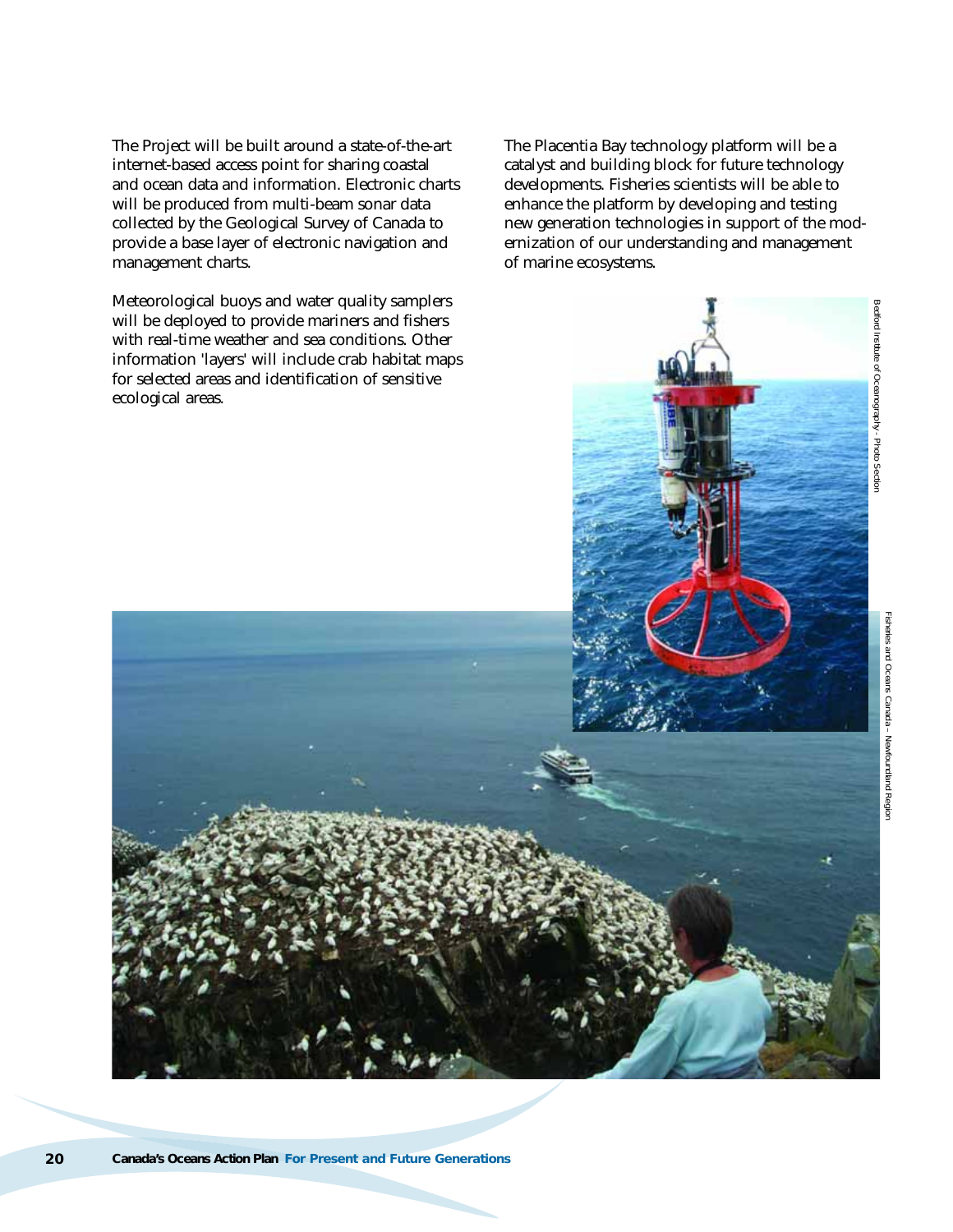The Project will be built around a state-of-the-art internet-based access point for sharing coastal and ocean data and information. Electronic charts will be produced from multi-beam sonar data collected by the Geological Survey of Canada to provide a base layer of electronic navigation and management charts.

Meteorological buoys and water quality samplers will be deployed to provide mariners and fishers with real-time weather and sea conditions. Other information 'layers' will include crab habitat maps for selected areas and identification of sensitive ecological areas.

The Placentia Bay technology platform will be a catalyst and building block for future technology developments. Fisheries scientists will be able to enhance the platform by developing and testing new generation technologies in support of the modernization of our understanding and management of marine ecosystems.

Bedford Institute of Oceanography - Photo Section

Fisheries and Oceans Canada – Newfoundland Region